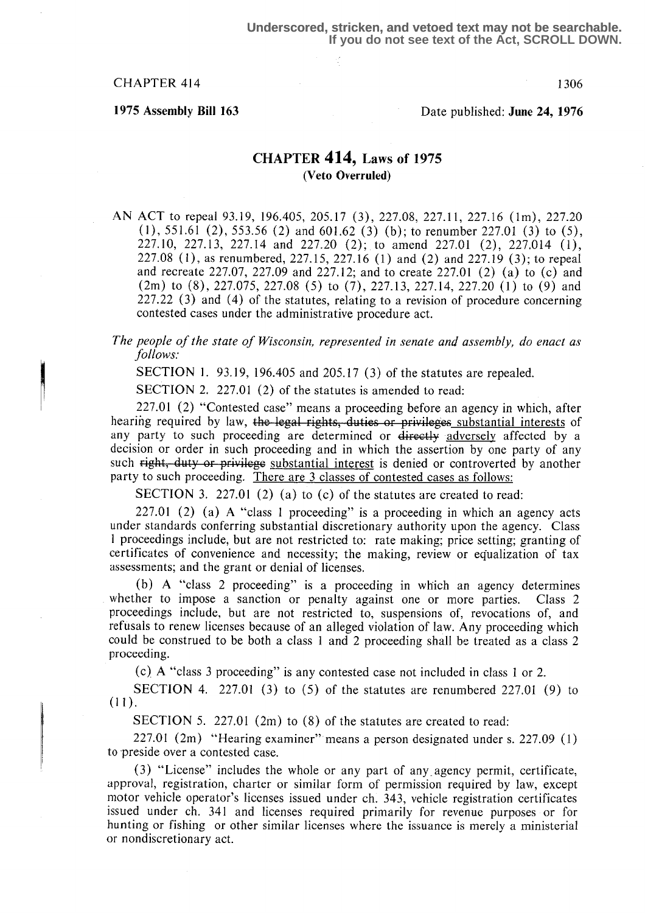Underscored, stricken, and vetoed text may not be searchable.
If you do not see text of the Act, SCROLL DOWN.

CHAPTER 414

**1975 Assembly Bill 163** Date published: **June 24, 1976**

## CHAPTER 414, Laws of 1975
### (Veto Overruled)

AN ACT to repeal 93.19, 196.405, 205.17 (3), 227.08, 227.11, 227.16 (1m), 227.20 (1), 551.61 (2), 553.56 (2) and 601.62 (3) (b); to renumber 227.01 (3) to (5), 227.10, 227.13, 227.14 and 227.20 (2); to amend 227.01 (2), 227.014 (1), 227.08 (1), as renumbered, 227.15, 227.16 (1) and (2) and 227.19 (3); to repeal and recreate 227.07, 227.09 and 227.12; and to create 227.01 (2) (a) to (c) and (2m) to (8), 227.075, 227.08 (5) to (7), 227.13, 227.14, 227.20 (1) to (9) and 227.22 (3) and (4) of the statutes, relating to a revision of procedure concerning contested cases under the administrative procedure act.

*The people of the state of Wisconsin, represented in senate and assembly, do enact as follows:*

SECTION 1. 93.19, 196.405 and 205.17 (3) of the statutes are repealed.

SECTION 2. 227.01 (2) of the statutes is amended to read:

227.01 (2) "Contested case" means a proceeding before an agency in which, after hearing required by law, ~~the legal rights, duties or privileges~~ <u>substantial interests</u> of any party to such proceeding are determined or ~~directly~~ <u>adversely</u> affected by a decision or order in such proceeding and in which the assertion by one party of any such ~~right, duty or privilege~~ <u>substantial interest</u> is denied or controverted by another party to such proceeding. <u>There are 3 classes of contested cases as follows:</u>

SECTION 3. 227.01 (2) (a) to (c) of the statutes are created to read:

227.01 (2) (a) A "class 1 proceeding" is a proceeding in which an agency acts under standards conferring substantial discretionary authority upon the agency. Class 1 proceedings include, but are not restricted to: rate making; price setting; granting of certificates of convenience and necessity; the making, review or equalization of tax assessments; and the grant or denial of licenses.

(b) A "class 2 proceeding" is a proceeding in which an agency determines whether to impose a sanction or penalty against one or more parties. Class 2 proceedings include, but are not restricted to, suspensions of, revocations of, and refusals to renew licenses because of an alleged violation of law. Any proceeding which could be construed to be both a class 1 and 2 proceeding shall be treated as a class 2 proceeding.

(c) A "class 3 proceeding" is any contested case not included in class 1 or 2.

SECTION 4. 227.01 (3) to (5) of the statutes are renumbered 227.01 (9) to (11).

SECTION 5. 227.01 (2m) to (8) of the statutes are created to read:

227.01 (2m) "Hearing examiner" means a person designated under s. 227.09 (1) to preside over a contested case.

(3) "License" includes the whole or any part of any agency permit, certificate, approval, registration, charter or similar form of permission required by law, except motor vehicle operator's licenses issued under ch. 343, vehicle registration certificates issued under ch. 341 and licenses required primarily for revenue purposes or for hunting or fishing or other similar licenses where the issuance is merely a ministerial or nondiscretionary act.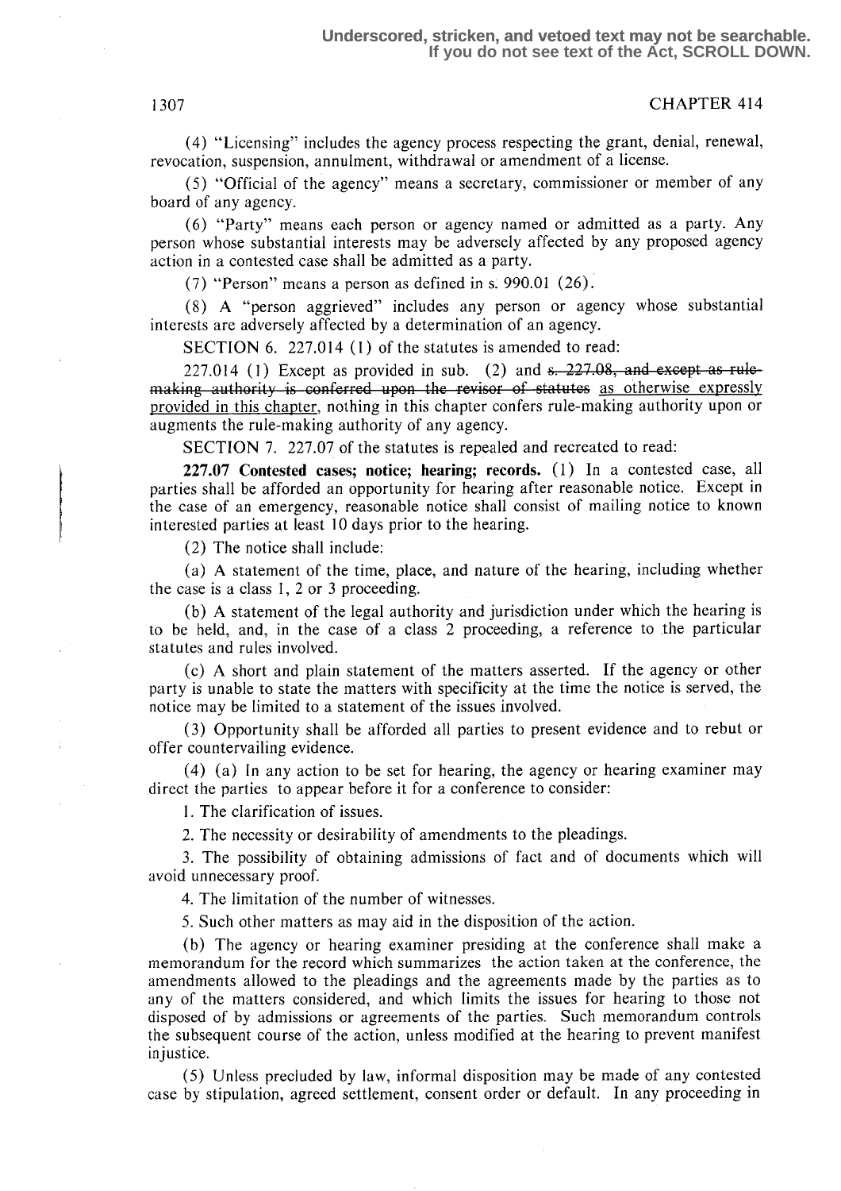(4) "Licensing" includes the agency process respecting the grant, denial, renewal, revocation, suspension, annulment, withdrawal or amendment of a license.

(5) "Official of the agency" means a secretary, commissioner or member of any board of any agency.

(6) "Party" means each person or agency named or admitted as a party. Any person whose substantial interests may be adversely affected by any proposed agency action in a contested case shall be admitted as a party.

(7) "Person" means a person as defined in s. 990.01 (26).

(8) A "person aggrieved" includes any person or agency whose substantial interests are adversely affected by a determination of an agency.

SECTION 6. 227.014 (1) of the statutes is amended to read:

227.014 (1) Except as provided in sub. (2) and ~~s. 227.08, and except as rule-making authority is conferred upon the revisor of statutes~~ as otherwise expressly provided in this chapter, nothing in this chapter confers rule-making authority upon or augments the rule-making authority of any agency.

SECTION 7. 227.07 of the statutes is repealed and recreated to read:

**227.07 Contested cases; notice; hearing; records.** (1) In a contested case, all parties shall be afforded an opportunity for hearing after reasonable notice. Except in the case of an emergency, reasonable notice shall consist of mailing notice to known interested parties at least 10 days prior to the hearing.

(2) The notice shall include:

(a) A statement of the time, place, and nature of the hearing, including whether the case is a class 1, 2 or 3 proceeding.

(b) A statement of the legal authority and jurisdiction under which the hearing is to be held, and, in the case of a class 2 proceeding, a reference to the particular statutes and rules involved.

(c) A short and plain statement of the matters asserted. If the agency or other party is unable to state the matters with specificity at the time the notice is served, the notice may be limited to a statement of the issues involved.

(3) Opportunity shall be afforded all parties to present evidence and to rebut or offer countervailing evidence.

(4) (a) In any action to be set for hearing, the agency or hearing examiner may direct the parties to appear before it for a conference to consider:

1. The clarification of issues.

2. The necessity or desirability of amendments to the pleadings.

3. The possibility of obtaining admissions of fact and of documents which will avoid unnecessary proof.

4. The limitation of the number of witnesses.

5. Such other matters as may aid in the disposition of the action.

(b) The agency or hearing examiner presiding at the conference shall make a memorandum for the record which summarizes the action taken at the conference, the amendments allowed to the pleadings and the agreements made by the parties as to any of the matters considered, and which limits the issues for hearing to those not disposed of by admissions or agreements of the parties. Such memorandum controls the subsequent course of the action, unless modified at the hearing to prevent manifest injustice.

(5) Unless precluded by law, informal disposition may be made of any contested case by stipulation, agreed settlement, consent order or default. In any proceeding in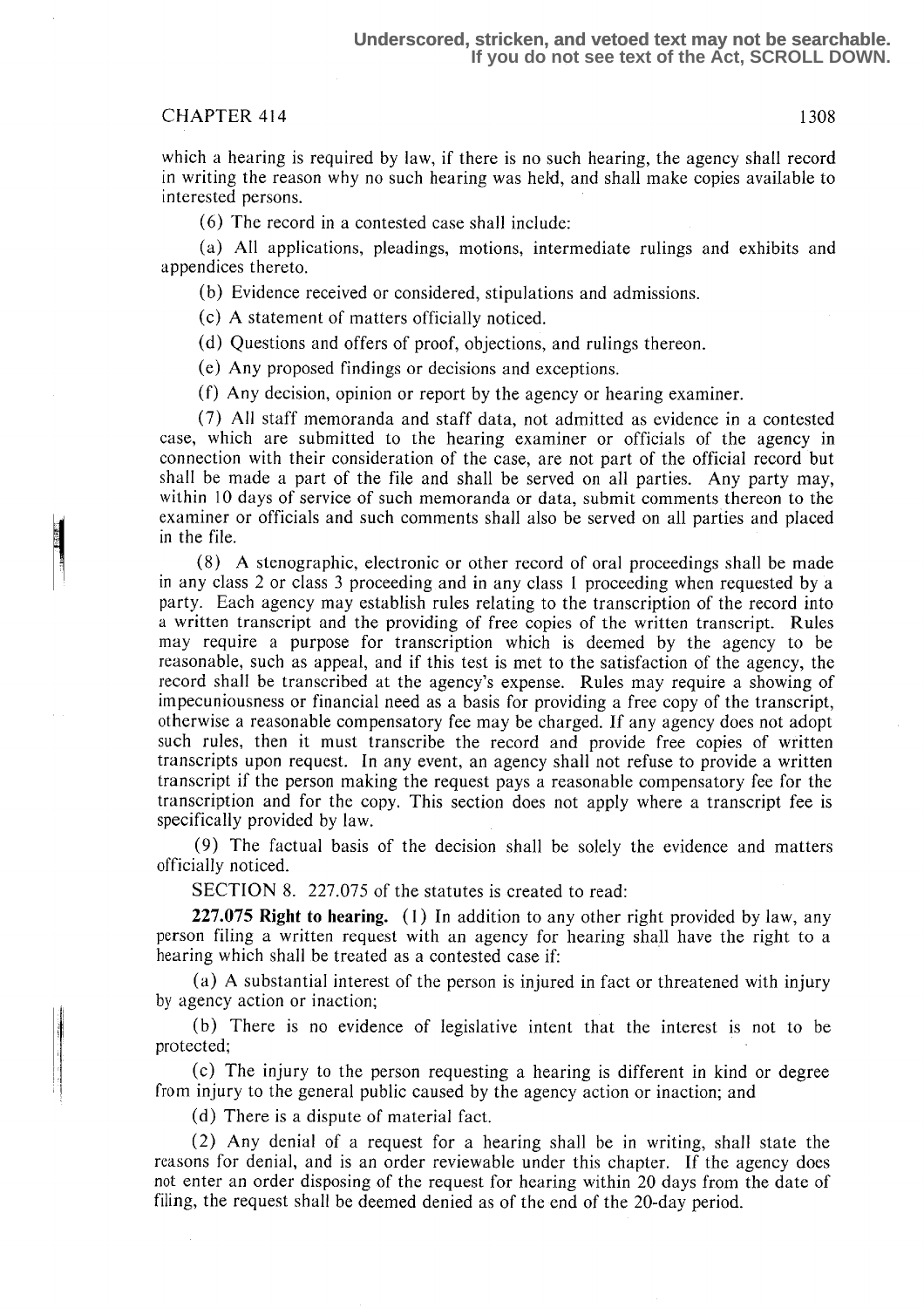which a hearing is required by law, if there is no such hearing, the agency shall record in writing the reason why no such hearing was held, and shall make copies available to interested persons.

(6) The record in a contested case shall include:

(a) All applications, pleadings, motions, intermediate rulings and exhibits and appendices thereto.

(b) Evidence received or considered, stipulations and admissions.

(c) A statement of matters officially noticed.

(d) Questions and offers of proof, objections, and rulings thereon.

(e) Any proposed findings or decisions and exceptions.

(f) Any decision, opinion or report by the agency or hearing examiner.

(7) All staff memoranda and staff data, not admitted as evidence in a contested case, which are submitted to the hearing examiner or officials of the agency in connection with their consideration of the case, are not part of the official record but shall be made a part of the file and shall be served on all parties. Any party may, within 10 days of service of such memoranda or data, submit comments thereon to the examiner or officials and such comments shall also be served on all parties and placed in the file.

(8) A stenographic, electronic or other record of oral proceedings shall be made in any class 2 or class 3 proceeding and in any class 1 proceeding when requested by a party. Each agency may establish rules relating to the transcription of the record into a written transcript and the providing of free copies of the written transcript. Rules may require a purpose for transcription which is deemed by the agency to be reasonable, such as appeal, and if this test is met to the satisfaction of the agency, the record shall be transcribed at the agency's expense. Rules may require a showing of impecuniousness or financial need as a basis for providing a free copy of the transcript, otherwise a reasonable compensatory fee may be charged. If any agency does not adopt such rules, then it must transcribe the record and provide free copies of written transcripts upon request. In any event, an agency shall not refuse to provide a written transcript if the person making the request pays a reasonable compensatory fee for the transcription and for the copy. This section does not apply where a transcript fee is specifically provided by law.

(9) The factual basis of the decision shall be solely the evidence and matters officially noticed.

SECTION 8. 227.075 of the statutes is created to read:

**227.075 Right to hearing.** (1) In addition to any other right provided by law, any person filing a written request with an agency for hearing shall have the right to a hearing which shall be treated as a contested case if:

(a) A substantial interest of the person is injured in fact or threatened with injury by agency action or inaction;

(b) There is no evidence of legislative intent that the interest is not to be protected;

(c) The injury to the person requesting a hearing is different in kind or degree from injury to the general public caused by the agency action or inaction; and

(d) There is a dispute of material fact.

(2) Any denial of a request for a hearing shall be in writing, shall state the reasons for denial, and is an order reviewable under this chapter. If the agency does not enter an order disposing of the request for hearing within 20 days from the date of filing, the request shall be deemed denied as of the end of the 20-day period.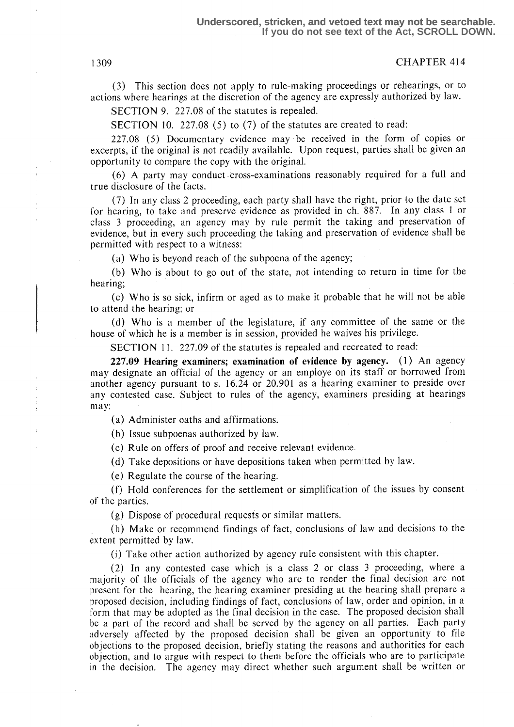(3) This section does not apply to rule-making proceedings or rehearings, or to actions where hearings at the discretion of the agency are expressly authorized by law.

SECTION 9. 227.08 of the statutes is repealed.

SECTION 10. 227.08 (5) to (7) of the statutes are created to read:

227.08 (5) Documentary evidence may be received in the form of copies or excerpts, if the original is not readily available. Upon request, parties shall be given an opportunity to compare the copy with the original.

(6) A party may conduct cross-examinations reasonably required for a full and true disclosure of the facts.

(7) In any class 2 proceeding, each party shall have the right, prior to the date set for hearing, to take and preserve evidence as provided in ch. 887. In any class 1 or class 3 proceeding, an agency may by rule permit the taking and preservation of evidence, but in every such proceeding the taking and preservation of evidence shall be permitted with respect to a witness:

(a) Who is beyond reach of the subpoena of the agency;

(b) Who is about to go out of the state, not intending to return in time for the hearing;

(c) Who is so sick, infirm or aged as to make it probable that he will not be able to attend the hearing; or

(d) Who is a member of the legislature, if any committee of the same or the house of which he is a member is in session, provided he waives his privilege.

SECTION 11. 227.09 of the statutes is repealed and recreated to read:

**227.09 Hearing examiners; examination of evidence by agency.** (1) An agency may designate an official of the agency or an employe on its staff or borrowed from another agency pursuant to s. 16.24 or 20.901 as a hearing examiner to preside over any contested case. Subject to rules of the agency, examiners presiding at hearings may:

(a) Administer oaths and affirmations.

(b) Issue subpoenas authorized by law.

(c) Rule on offers of proof and receive relevant evidence.

(d) Take depositions or have depositions taken when permitted by law.

(e) Regulate the course of the hearing.

(f) Hold conferences for the settlement or simplification of the issues by consent of the parties.

(g) Dispose of procedural requests or similar matters.

(h) Make or recommend findings of fact, conclusions of law and decisions to the extent permitted by law.

(i) Take other action authorized by agency rule consistent with this chapter.

(2) In any contested case which is a class 2 or class 3 proceeding, where a majority of the officials of the agency who are to render the final decision are not present for the hearing, the hearing examiner presiding at the hearing shall prepare a proposed decision, including findings of fact, conclusions of law, order and opinion, in a form that may be adopted as the final decision in the case. The proposed decision shall be a part of the record and shall be served by the agency on all parties. Each party adversely affected by the proposed decision shall be given an opportunity to file objections to the proposed decision, briefly stating the reasons and authorities for each objection, and to argue with respect to them before the officials who are to participate in the decision. The agency may direct whether such argument shall be written or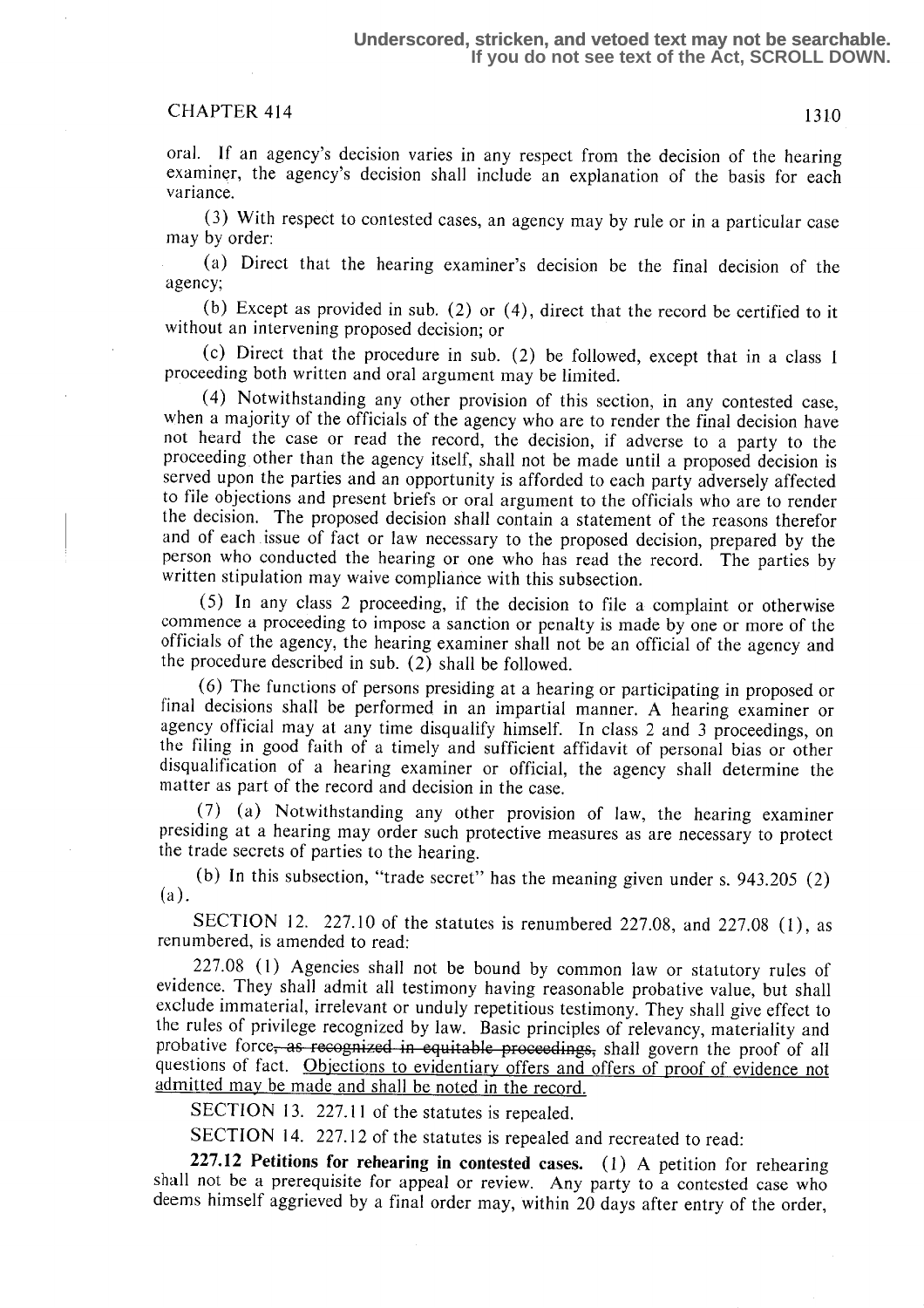oral. If an agency's decision varies in any respect from the decision of the hearing examiner, the agency's decision shall include an explanation of the basis for each variance.

(3) With respect to contested cases, an agency may by rule or in a particular case may by order:

(a) Direct that the hearing examiner's decision be the final decision of the agency;

(b) Except as provided in sub. (2) or (4), direct that the record be certified to it without an intervening proposed decision; or

(c) Direct that the procedure in sub. (2) be followed, except that in a class 1 proceeding both written and oral argument may be limited.

(4) Notwithstanding any other provision of this section, in any contested case, when a majority of the officials of the agency who are to render the final decision have not heard the case or read the record, the decision, if adverse to a party to the proceeding other than the agency itself, shall not be made until a proposed decision is served upon the parties and an opportunity is afforded to each party adversely affected to file objections and present briefs or oral argument to the officials who are to render the decision. The proposed decision shall contain a statement of the reasons therefor and of each issue of fact or law necessary to the proposed decision, prepared by the person who conducted the hearing or one who has read the record. The parties by written stipulation may waive compliance with this subsection.

(5) In any class 2 proceeding, if the decision to file a complaint or otherwise commence a proceeding to impose a sanction or penalty is made by one or more of the officials of the agency, the hearing examiner shall not be an official of the agency and the procedure described in sub. (2) shall be followed.

(6) The functions of persons presiding at a hearing or participating in proposed or final decisions shall be performed in an impartial manner. A hearing examiner or agency official may at any time disqualify himself. In class 2 and 3 proceedings, on the filing in good faith of a timely and sufficient affidavit of personal bias or other disqualification of a hearing examiner or official, the agency shall determine the matter as part of the record and decision in the case.

(7) (a) Notwithstanding any other provision of law, the hearing examiner presiding at a hearing may order such protective measures as are necessary to protect the trade secrets of parties to the hearing.

(b) In this subsection, "trade secret" has the meaning given under s. 943.205 (2) (a).

SECTION 12. 227.10 of the statutes is renumbered 227.08, and 227.08 (1), as renumbered, is amended to read:

227.08 (1) Agencies shall not be bound by common law or statutory rules of evidence. They shall admit all testimony having reasonable probative value, but shall exclude immaterial, irrelevant or unduly repetitious testimony. They shall give effect to the rules of privilege recognized by law. Basic principles of relevancy, materiality and probative force~~, as recognized in equitable proceedings,~~ shall govern the proof of all questions of fact. Objections to evidentiary offers and offers of proof of evidence not admitted may be made and shall be noted in the record.

SECTION 13. 227.11 of the statutes is repealed.

SECTION 14. 227.12 of the statutes is repealed and recreated to read:

**227.12 Petitions for rehearing in contested cases.** (1) A petition for rehearing shall not be a prerequisite for appeal or review. Any party to a contested case who deems himself aggrieved by a final order may, within 20 days after entry of the order,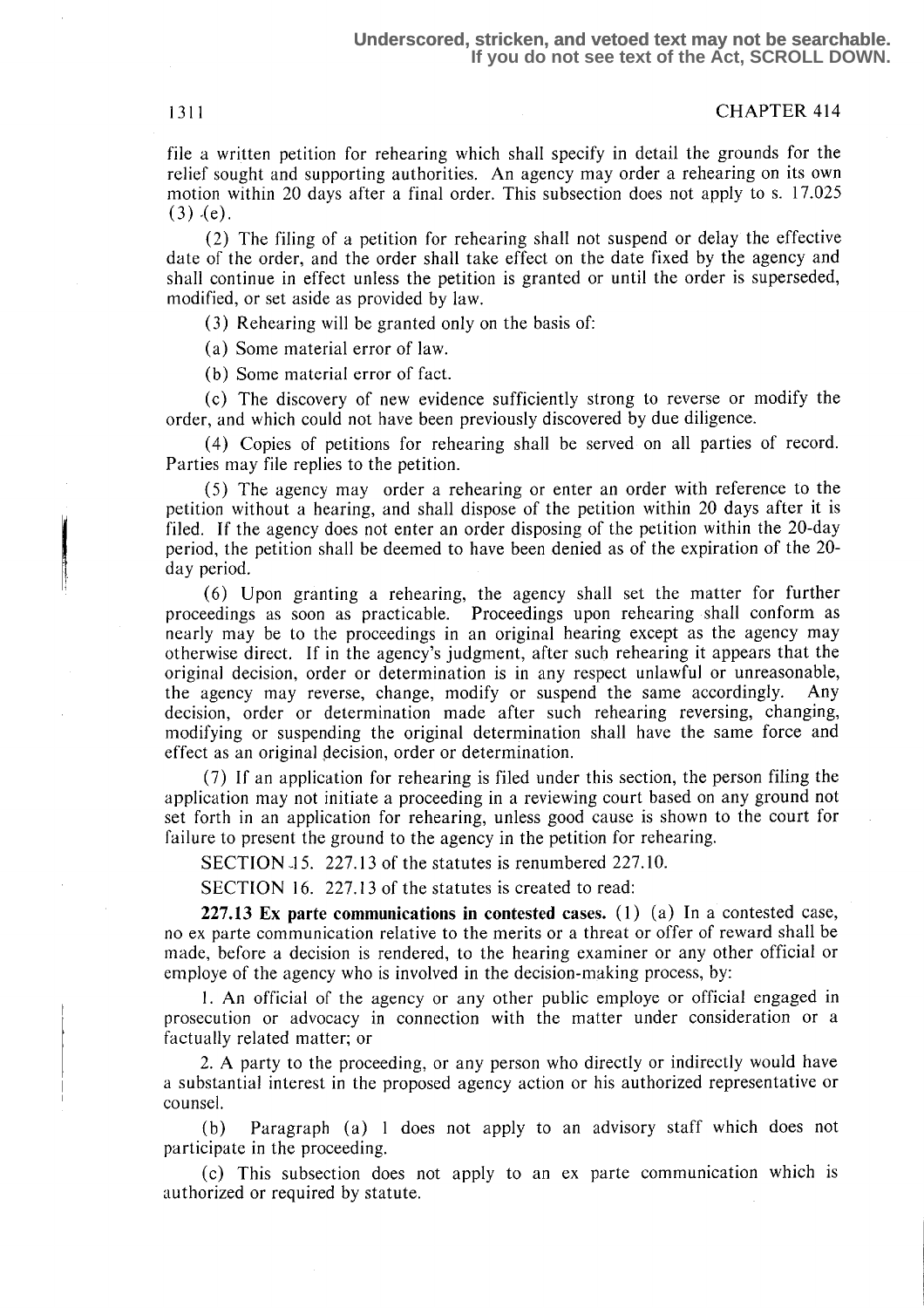file a written petition for rehearing which shall specify in detail the grounds for the relief sought and supporting authorities. An agency may order a rehearing on its own motion within 20 days after a final order. This subsection does not apply to s. 17.025 (3) (e).

(2) The filing of a petition for rehearing shall not suspend or delay the effective date of the order, and the order shall take effect on the date fixed by the agency and shall continue in effect unless the petition is granted or until the order is superseded, modified, or set aside as provided by law.

(3) Rehearing will be granted only on the basis of:

(a) Some material error of law.

(b) Some material error of fact.

(c) The discovery of new evidence sufficiently strong to reverse or modify the order, and which could not have been previously discovered by due diligence.

(4) Copies of petitions for rehearing shall be served on all parties of record. Parties may file replies to the petition.

(5) The agency may order a rehearing or enter an order with reference to the petition without a hearing, and shall dispose of the petition within 20 days after it is filed. If the agency does not enter an order disposing of the petition within the 20-day period, the petition shall be deemed to have been denied as of the expiration of the 20-day period.

(6) Upon granting a rehearing, the agency shall set the matter for further proceedings as soon as practicable. Proceedings upon rehearing shall conform as nearly may be to the proceedings in an original hearing except as the agency may otherwise direct. If in the agency's judgment, after such rehearing it appears that the original decision, order or determination is in any respect unlawful or unreasonable, the agency may reverse, change, modify or suspend the same accordingly. Any decision, order or determination made after such rehearing reversing, changing, modifying or suspending the original determination shall have the same force and effect as an original decision, order or determination.

(7) If an application for rehearing is filed under this section, the person filing the application may not initiate a proceeding in a reviewing court based on any ground not set forth in an application for rehearing, unless good cause is shown to the court for failure to present the ground to the agency in the petition for rehearing.

SECTION 15. 227.13 of the statutes is renumbered 227.10.

SECTION 16. 227.13 of the statutes is created to read:

**227.13 Ex parte communications in contested cases.** (1) (a) In a contested case, no ex parte communication relative to the merits or a threat or offer of reward shall be made, before a decision is rendered, to the hearing examiner or any other official or employe of the agency who is involved in the decision-making process, by:

1. An official of the agency or any other public employe or official engaged in prosecution or advocacy in connection with the matter under consideration or a factually related matter; or

2. A party to the proceeding, or any person who directly or indirectly would have a substantial interest in the proposed agency action or his authorized representative or counsel.

(b) Paragraph (a) 1 does not apply to an advisory staff which does not participate in the proceeding.

(c) This subsection does not apply to an ex parte communication which is authorized or required by statute.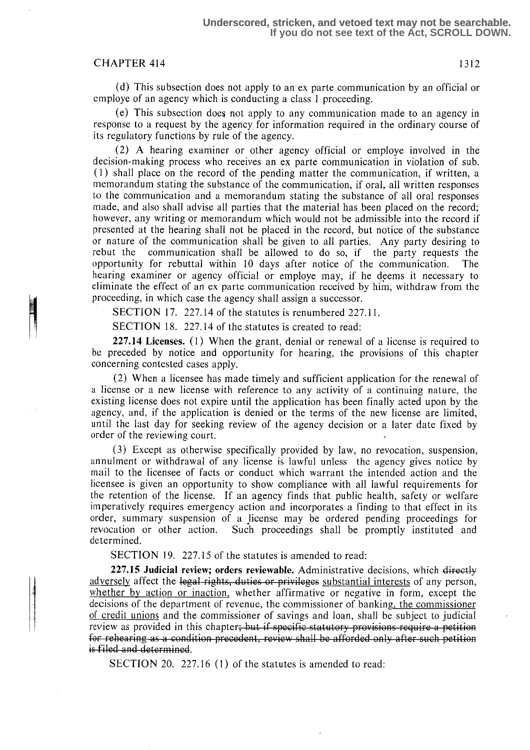(d) This subsection does not apply to an ex parte communication by an official or employe of an agency which is conducting a class 1 proceeding.

(e) This subsection does not apply to any communication made to an agency in response to a request by the agency for information required in the ordinary course of its regulatory functions by rule of the agency.

(2) A hearing examiner or other agency official or employe involved in the decision-making process who receives an ex parte communication in violation of sub. (1) shall place on the record of the pending matter the communication, if written, a memorandum stating the substance of the communication, if oral, all written responses to the communication and a memorandum stating the substance of all oral responses made, and also shall advise all parties that the material has been placed on the record; however, any writing or memorandum which would not be admissible into the record if presented at the hearing shall not be placed in the record, but notice of the substance or nature of the communication shall be given to all parties. Any party desiring to rebut the communication shall be allowed to do so, if the party requests the opportunity for rebuttal within 10 days after notice of the communication. The hearing examiner or agency official or employe may, if he deems it necessary to eliminate the effect of an ex parte communication received by him, withdraw from the proceeding, in which case the agency shall assign a successor.

SECTION 17. 227.14 of the statutes is renumbered 227.11.

SECTION 18. 227.14 of the statutes is created to read:

**227.14 Licenses.** (1) When the grant, denial or renewal of a license is required to be preceded by notice and opportunity for hearing, the provisions of this chapter concerning contested cases apply.

(2) When a licensee has made timely and sufficient application for the renewal of a license or a new license with reference to any activity of a continuing nature, the existing license does not expire until the application has been finally acted upon by the agency, and, if the application is denied or the terms of the new license are limited, until the last day for seeking review of the agency decision or a later date fixed by order of the reviewing court.

(3) Except as otherwise specifically provided by law, no revocation, suspension, annulment or withdrawal of any license is lawful unless the agency gives notice by mail to the licensee of facts or conduct which warrant the intended action and the licensee is given an opportunity to show compliance with all lawful requirements for the retention of the license. If an agency finds that public health, safety or welfare imperatively requires emergency action and incorporates a finding to that effect in its order, summary suspension of a license may be ordered pending proceedings for revocation or other action. Such proceedings shall be promptly instituted and determined.

SECTION 19. 227.15 of the statutes is amended to read:

**227.15 Judicial review; orders reviewable.** Administrative decisions, which ~~directly~~ adversely affect the ~~legal rights, duties or privileges~~ substantial interests of any person, whether by action or inaction, whether affirmative or negative in form, except the decisions of the department of revenue, the commissioner of banking, the commissioner of credit unions and the commissioner of savings and loan, shall be subject to judicial review as provided in this chapter~~; but if specific statutory provisions require a petition for rehearing as a condition precedent, review shall be afforded only after such petition is filed and determined~~.

SECTION 20. 227.16 (1) of the statutes is amended to read: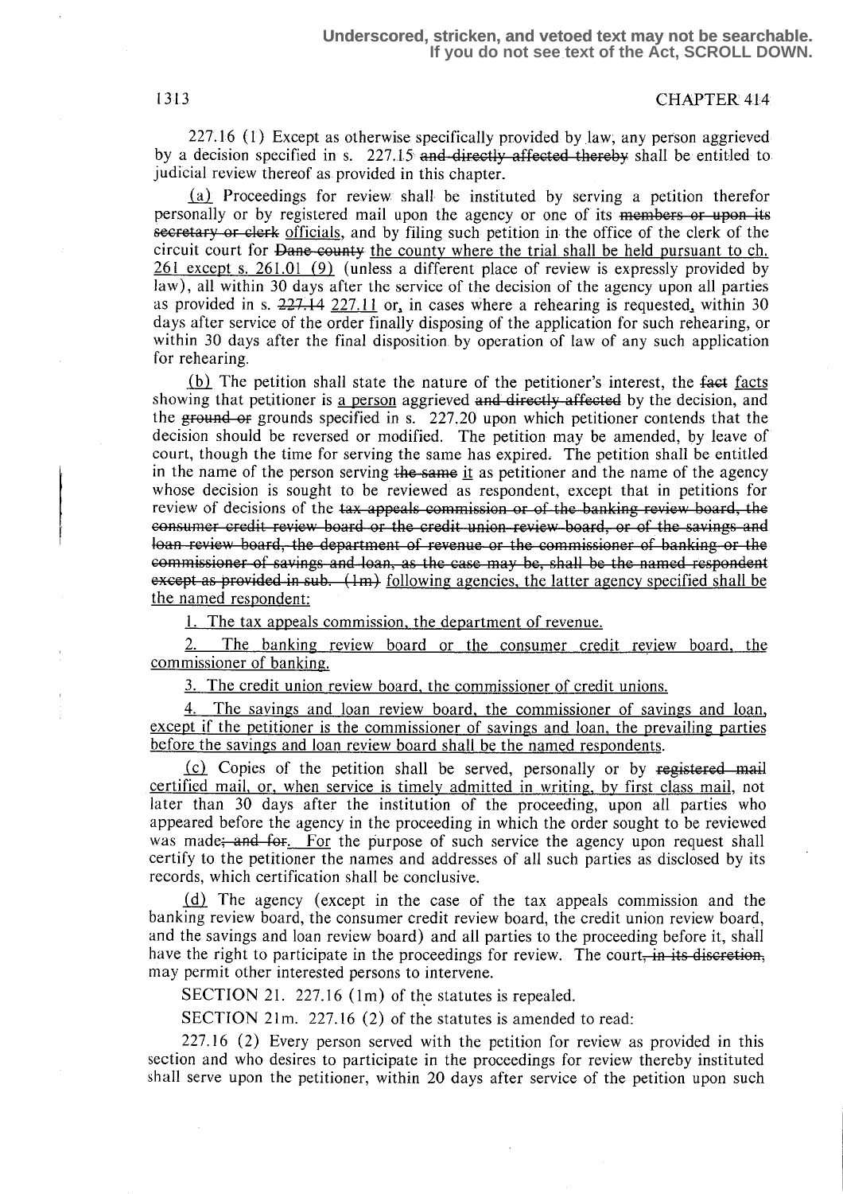227.16 (1) Except as otherwise specifically provided by law, any person aggrieved by a decision specified in s. 227.15 ~~and directly affected thereby~~ shall be entitled to judicial review thereof as provided in this chapter.

<u>(a)</u> Proceedings for review shall be instituted by serving a petition therefor personally or by registered mail upon the agency or one of its ~~members or upon its secretary or clerk~~ <u>officials</u>, and by filing such petition in the office of the clerk of the circuit court for ~~Dane county~~ <u>the county where the trial shall be held pursuant to ch. 261 except s. 261.01 (9)</u> (unless a different place of review is expressly provided by law), all within 30 days after the service of the decision of the agency upon all parties as provided in s. ~~227.14~~ <u>227.11</u> or<u>,</u> in cases where a rehearing is requested<u>,</u> within 30 days after service of the order finally disposing of the application for such rehearing, or within 30 days after the final disposition by operation of law of any such application for rehearing.

<u>(b)</u> The petition shall state the nature of the petitioner's interest, the ~~fact~~ <u>facts</u> showing that petitioner is <u>a person</u> aggrieved ~~and directly affected~~ by the decision, and the ~~ground or~~ grounds specified in s. 227.20 upon which petitioner contends that the decision should be reversed or modified. The petition may be amended, by leave of court, though the time for serving the same has expired. The petition shall be entitled in the name of the person serving ~~the same~~ <u>it</u> as petitioner and the name of the agency whose decision is sought to be reviewed as respondent, except that in petitions for review of decisions of the ~~tax appeals commission or of the banking review board, the consumer credit review board or the credit union review board, or of the savings and loan review board, the department of revenue or the commissioner of banking or the commissioner of savings and loan, as the case may be, shall be the named respondent except as provided in sub. (1m)~~ <u>following agencies, the latter agency specified shall be the named respondent:</u>

<u>1. The tax appeals commission, the department of revenue.</u>

<u>2. The banking review board or the consumer credit review board, the commissioner of banking.</u>

<u>3. The credit union review board, the commissioner of credit unions.</u>

<u>4. The savings and loan review board, the commissioner of savings and loan, except if the petitioner is the commissioner of savings and loan, the prevailing parties before the savings and loan review board shall be the named respondents.</u>

<u>(c)</u> Copies of the petition shall be served, personally or by ~~registered mail~~ <u>certified mail, or, when service is timely admitted in writing, by first class mail</u>, not later than 30 days after the institution of the proceeding, upon all parties who appeared before the agency in the proceeding in which the order sought to be reviewed was made~~; and for~~<u>. For</u> the purpose of such service the agency upon request shall certify to the petitioner the names and addresses of all such parties as disclosed by its records, which certification shall be conclusive.

<u>(d)</u> The agency (except in the case of the tax appeals commission and the banking review board, the consumer credit review board, the credit union review board, and the savings and loan review board) and all parties to the proceeding before it, shall have the right to participate in the proceedings for review. The court~~, in its discretion,~~ may permit other interested persons to intervene.

SECTION 21. 227.16 (1m) of the statutes is repealed.

SECTION 21m. 227.16 (2) of the statutes is amended to read:

227.16 (2) Every person served with the petition for review as provided in this section and who desires to participate in the proceedings for review thereby instituted shall serve upon the petitioner, within 20 days after service of the petition upon such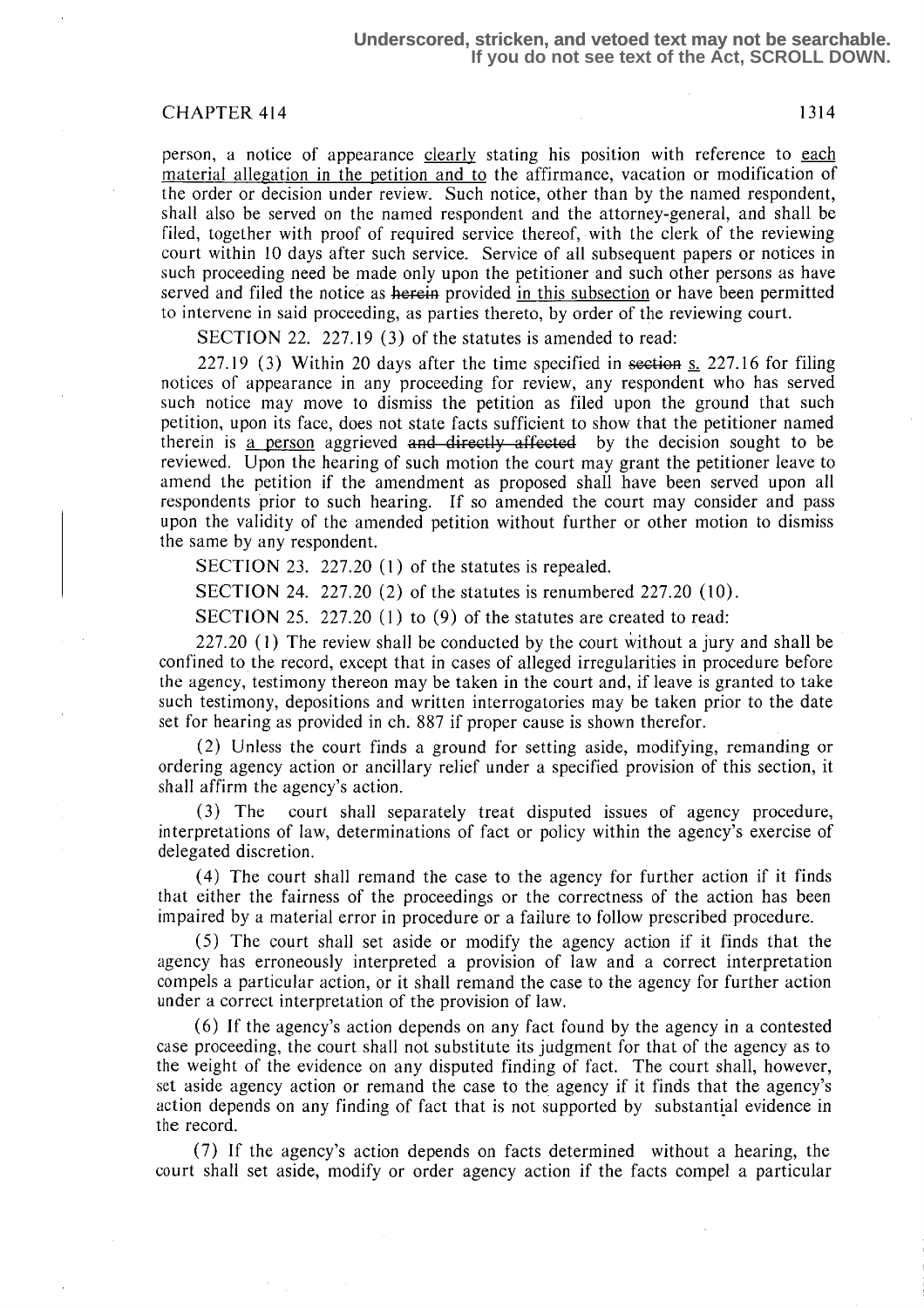Underscored, stricken, and vetoed text may not be searchable.
If you do not see text of the Act, SCROLL DOWN.

person, a notice of appearance clearly stating his position with reference to each material allegation in the petition and to the affirmance, vacation or modification of the order or decision under review. Such notice, other than by the named respondent, shall also be served on the named respondent and the attorney-general, and shall be filed, together with proof of required service thereof, with the clerk of the reviewing court within 10 days after such service. Service of all subsequent papers or notices in such proceeding need be made only upon the petitioner and such other persons as have served and filed the notice as ~~herein~~ provided in this subsection or have been permitted to intervene in said proceeding, as parties thereto, by order of the reviewing court.

SECTION 22. 227.19 (3) of the statutes is amended to read:

227.19 (3) Within 20 days after the time specified in ~~section~~ s. 227.16 for filing notices of appearance in any proceeding for review, any respondent who has served such notice may move to dismiss the petition as filed upon the ground that such petition, upon its face, does not state facts sufficient to show that the petitioner named therein is a person aggrieved ~~and directly affected~~ by the decision sought to be reviewed. Upon the hearing of such motion the court may grant the petitioner leave to amend the petition if the amendment as proposed shall have been served upon all respondents prior to such hearing. If so amended the court may consider and pass upon the validity of the amended petition without further or other motion to dismiss the same by any respondent.

SECTION 23. 227.20 (1) of the statutes is repealed.

SECTION 24. 227.20 (2) of the statutes is renumbered 227.20 (10).

SECTION 25. 227.20 (1) to (9) of the statutes are created to read:

227.20 (1) The review shall be conducted by the court without a jury and shall be confined to the record, except that in cases of alleged irregularities in procedure before the agency, testimony thereon may be taken in the court and, if leave is granted to take such testimony, depositions and written interrogatories may be taken prior to the date set for hearing as provided in ch. 887 if proper cause is shown therefor.

(2) Unless the court finds a ground for setting aside, modifying, remanding or ordering agency action or ancillary relief under a specified provision of this section, it shall affirm the agency's action.

(3) The court shall separately treat disputed issues of agency procedure, interpretations of law, determinations of fact or policy within the agency's exercise of delegated discretion.

(4) The court shall remand the case to the agency for further action if it finds that either the fairness of the proceedings or the correctness of the action has been impaired by a material error in procedure or a failure to follow prescribed procedure.

(5) The court shall set aside or modify the agency action if it finds that the agency has erroneously interpreted a provision of law and a correct interpretation compels a particular action, or it shall remand the case to the agency for further action under a correct interpretation of the provision of law.

(6) If the agency's action depends on any fact found by the agency in a contested case proceeding, the court shall not substitute its judgment for that of the agency as to the weight of the evidence on any disputed finding of fact. The court shall, however, set aside agency action or remand the case to the agency if it finds that the agency's action depends on any finding of fact that is not supported by substantial evidence in the record.

(7) If the agency's action depends on facts determined without a hearing, the court shall set aside, modify or order agency action if the facts compel a particular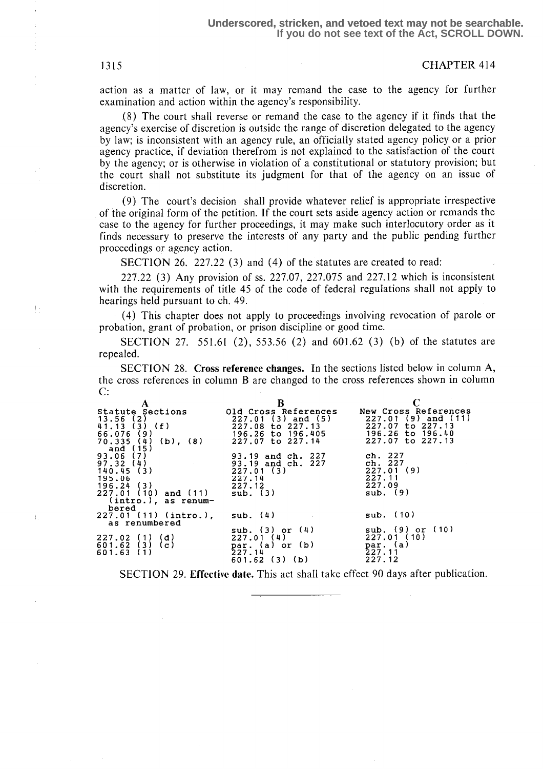action as a matter of law, or it may remand the case to the agency for further examination and action within the agency's responsibility.

(8) The court shall reverse or remand the case to the agency if it finds that the agency's exercise of discretion is outside the range of discretion delegated to the agency by law; is inconsistent with an agency rule, an officially stated agency policy or a prior agency practice, if deviation therefrom is not explained to the satisfaction of the court by the agency; or is otherwise in violation of a constitutional or statutory provision; but the court shall not substitute its judgment for that of the agency on an issue of discretion.

(9) The court's decision shall provide whatever relief is appropriate irrespective of the original form of the petition. If the court sets aside agency action or remands the case to the agency for further proceedings, it may make such interlocutory order as it finds necessary to preserve the interests of any party and the public pending further proceedings or agency action.

SECTION 26. 227.22 (3) and (4) of the statutes are created to read:

227.22 (3) Any provision of ss. 227.07, 227.075 and 227.12 which is inconsistent with the requirements of title 45 of the code of federal regulations shall not apply to hearings held pursuant to ch. 49.

(4) This chapter does not apply to proceedings involving revocation of parole or probation, grant of probation, or prison discipline or good time.

SECTION 27. 551.61 (2), 553.56 (2) and 601.62 (3) (b) of the statutes are repealed.

SECTION 28. **Cross reference changes.** In the sections listed below in column A, the cross references in column B are changed to the cross references shown in column C:

| A<br>Statute Sections | B<br>Old Cross References | C<br>New Cross References |
|---|---|---|
| 13.56 (2) | 227.01 (3) and (5) | 227.01 (9) and (11) |
| 41.13 (3) (f) | 227.08 to 227.13 | 227.07 to 227.13 |
| 66.076 (9) | 196.26 to 196.405 | 196.26 to 196.40 |
| 70.335 (4) (b), (8) and (15) | 227.07 to 227.14 | 227.07 to 227.13 |
| 93.06 (7) | 93.19 and ch. 227 | ch. 227 |
| 97.32 (4) | 93.19 and ch. 227 | ch. 227 |
| 140.45 (3) | 227.01 (3) | 227.01 (9) |
| 195.06 | 227.14 | 227.11 |
| 196.24 (3) | 227.12 | 227.09 |
| 227.01 (10) and (11) (intro.), as renumbered | sub. (3) | sub. (9) |
| 227.01 (11) (intro.), as renumbered | sub. (4) | sub. (10) |
| | sub. (3) or (4) | sub. (9) or (10) |
| 227.02 (1) (d) | 227.01 (4) | 227.01 (10) |
| 601.62 (3) (c) | par. (a) or (b) | par. (a) |
| 601.63 (1) | 227.14 | 227.11 |
| | 601.62 (3) (b) | 227.12 |

SECTION 29. **Effective date.** This act shall take effect 90 days after publication.